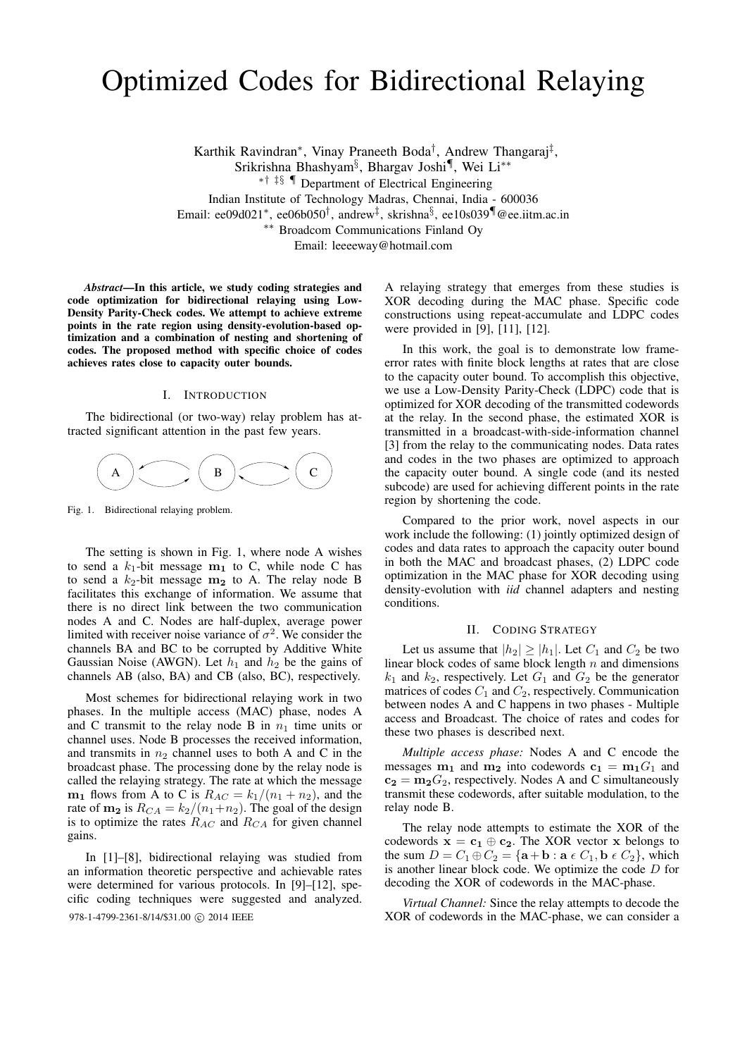# Optimized Codes for Bidirectional Relaying

Karthik Ravindran*, Vinay Praneeth Boda†, Andrew Thangaraj‡, Srikrishna Bhashyam§, Bhargav Joshi¶, Wei Li**

*† ‡§ ¶ Department of Electrical Engineering
Indian Institute of Technology Madras, Chennai, India - 600036
Email: ee09d021*, ee06b050†, andrew‡, skrishna§, ee10s039¶@ee.iitm.ac.in
** Broadcom Communications Finland Oy
Email: leeeeway@hotmail.com

***Abstract*—In this article, we study coding strategies and code optimization for bidirectional relaying using Low-Density Parity-Check codes. We attempt to achieve extreme points in the rate region using density-evolution-based optimization and a combination of nesting and shortening of codes. The proposed method with specific choice of codes achieves rates close to capacity outer bounds.**

## I. Introduction

The bidirectional (or two-way) relay problem has attracted significant attention in the past few years.

Fig. 1. Bidirectional relaying problem.

The setting is shown in Fig. 1, where node A wishes to send a $k_1$-bit message $\mathbf{m_1}$ to C, while node C has to send a $k_2$-bit message $\mathbf{m_2}$ to A. The relay node B facilitates this exchange of information. We assume that there is no direct link between the two communication nodes A and C. Nodes are half-duplex, average power limited with receiver noise variance of $\sigma^2$. We consider the channels BA and BC to be corrupted by Additive White Gaussian Noise (AWGN). Let $h_1$ and $h_2$ be the gains of channels AB (also, BA) and CB (also, BC), respectively.

Most schemes for bidirectional relaying work in two phases. In the multiple access (MAC) phase, nodes A and C transmit to the relay node B in $n_1$ time units or channel uses. Node B processes the received information, and transmits in $n_2$ channel uses to both A and C in the broadcast phase. The processing done by the relay node is called the relaying strategy. The rate at which the message $\mathbf{m_1}$ flows from A to C is $R_{AC} = k_1/(n_1 + n_2)$, and the rate of $\mathbf{m_2}$ is $R_{CA} = k_2/(n_1+n_2)$. The goal of the design is to optimize the rates $R_{AC}$ and $R_{CA}$ for given channel gains.

In [1]–[8], bidirectional relaying was studied from an information theoretic perspective and achievable rates were determined for various protocols. In [9]–[12], specific coding techniques were suggested and analyzed. A relaying strategy that emerges from these studies is XOR decoding during the MAC phase. Specific code constructions using repeat-accumulate and LDPC codes were provided in [9], [11], [12].

In this work, the goal is to demonstrate low frame-error rates with finite block lengths at rates that are close to the capacity outer bound. To accomplish this objective, we use a Low-Density Parity-Check (LDPC) code that is optimized for XOR decoding of the transmitted codewords at the relay. In the second phase, the estimated XOR is transmitted in a broadcast-with-side-information channel [3] from the relay to the communicating nodes. Data rates and codes in the two phases are optimized to approach the capacity outer bound. A single code (and its nested subcode) are used for achieving different points in the rate region by shortening the code.

Compared to the prior work, novel aspects in our work include the following: (1) jointly optimized design of codes and data rates to approach the capacity outer bound in both the MAC and broadcast phases, (2) LDPC code optimization in the MAC phase for XOR decoding using density-evolution with *iid* channel adapters and nesting conditions.

## II. Coding Strategy

Let us assume that $|h_2| \geq |h_1|$. Let $C_1$ and $C_2$ be two linear block codes of same block length $n$ and dimensions $k_1$ and $k_2$, respectively. Let $G_1$ and $G_2$ be the generator matrices of codes $C_1$ and $C_2$, respectively. Communication between nodes A and C happens in two phases - Multiple access and Broadcast. The choice of rates and codes for these two phases is described next.

*Multiple access phase:* Nodes A and C encode the messages $\mathbf{m_1}$ and $\mathbf{m_2}$ into codewords $\mathbf{c_1} = \mathbf{m_1}G_1$ and $\mathbf{c_2} = \mathbf{m_2}G_2$, respectively. Nodes A and C simultaneously transmit these codewords, after suitable modulation, to the relay node B.

The relay node attempts to estimate the XOR of the codewords $\mathbf{x} = \mathbf{c_1} \oplus \mathbf{c_2}$. The XOR vector $\mathbf{x}$ belongs to the sum $D = C_1 \oplus C_2 = \{\mathbf{a} + \mathbf{b} : \mathbf{a} \in C_1, \mathbf{b} \in C_2\}$, which is another linear block code. We optimize the code $D$ for decoding the XOR of codewords in the MAC-phase.

*Virtual Channel:* Since the relay attempts to decode the XOR of codewords in the MAC-phase, we can consider a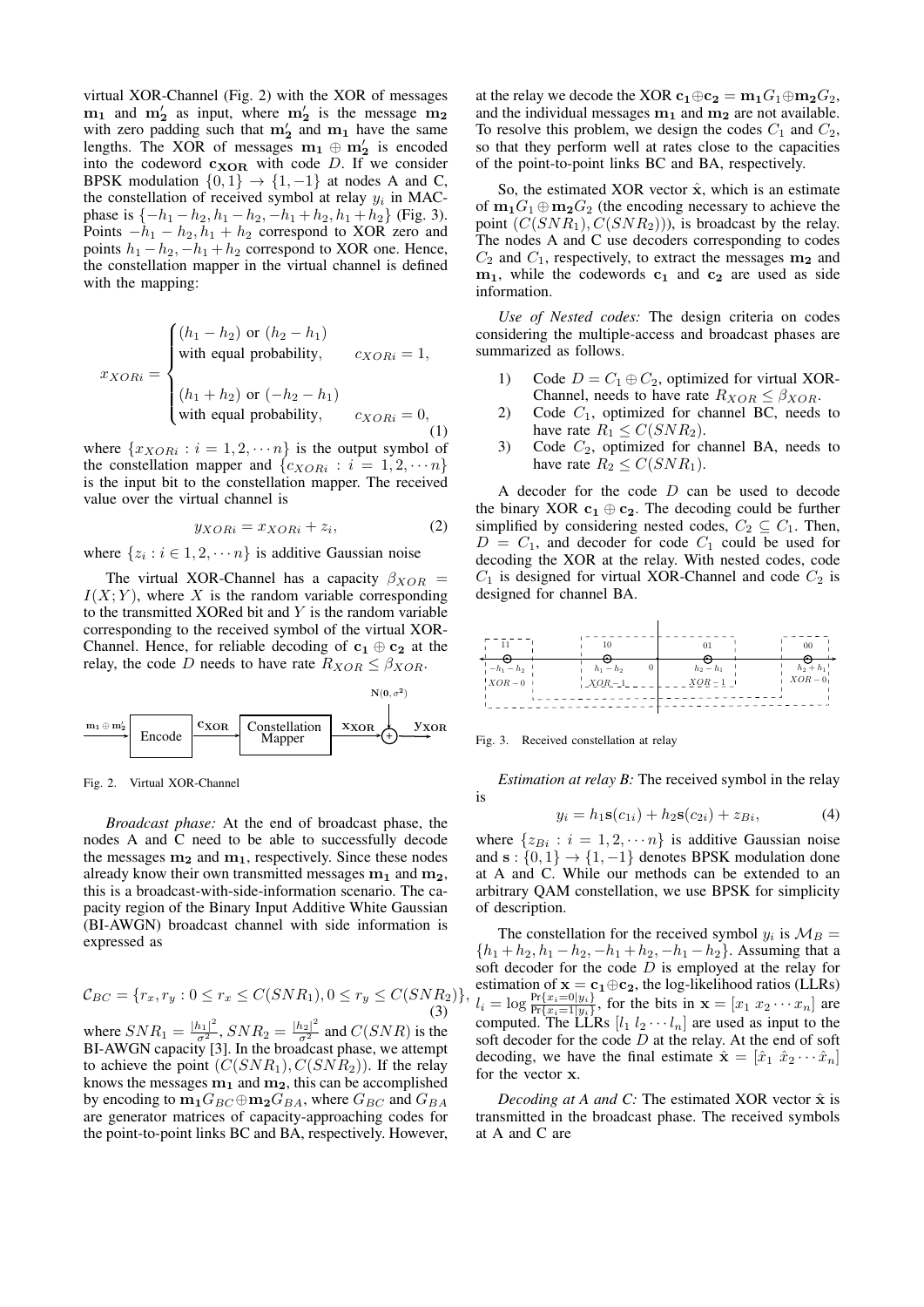virtual XOR-Channel (Fig. 2) with the XOR of messages $\mathbf{m_1}$ and $\mathbf{m_2'}$ as input, where $\mathbf{m_2'}$ is the message $\mathbf{m_2}$ with zero padding such that $\mathbf{m_2'}$ and $\mathbf{m_1}$ have the same lengths. The XOR of messages $\mathbf{m_1} \oplus \mathbf{m_2'}$ is encoded into the codeword $\mathbf{c_{XOR}}$ with code $D$. If we consider BPSK modulation $\{0, 1\} \rightarrow \{1, -1\}$ at nodes A and C, the constellation of received symbol at relay $y_i$ in MAC-phase is $\{-h_1 - h_2, h_1 - h_2, -h_1 + h_2, h_1 + h_2\}$ (Fig. 3). Points $-h_1 - h_2, h_1 + h_2$ correspond to XOR zero and points $h_1 - h_2, -h_1 + h_2$ correspond to XOR one. Hence, the constellation mapper in the virtual channel is defined with the mapping:

$$x_{XORi} = \begin{cases} (h_1 - h_2) \text{ or } (h_2 - h_1) \\ \text{with equal probability}, & c_{XORi} = 1, \\ \\ (h_1 + h_2) \text{ or } (-h_2 - h_1) \\ \text{with equal probability}, & c_{XORi} = 0, \end{cases} \tag{1}$$

where $\{x_{XORi} : i = 1, 2, \cdots n\}$ is the output symbol of the constellation mapper and $\{c_{XORi} : i = 1, 2, \cdots n\}$ is the input bit to the constellation mapper. The received value over the virtual channel is

$$y_{XORi} = x_{XORi} + z_i, \tag{2}$$

where $\{z_i : i \in 1, 2, \cdots n\}$ is additive Gaussian noise

The virtual XOR-Channel has a capacity $\beta_{XOR} = I(X; Y)$, where $X$ is the random variable corresponding to the transmitted XORed bit and $Y$ is the random variable corresponding to the received symbol of the virtual XOR-Channel. Hence, for reliable decoding of $\mathbf{c_1} \oplus \mathbf{c_2}$ at the relay, the code $D$ needs to have rate $R_{XOR} \leq \beta_{XOR}$.

Fig. 2. Virtual XOR-Channel

*Broadcast phase:* At the end of broadcast phase, the nodes A and C need to be able to successfully decode the messages $\mathbf{m_2}$ and $\mathbf{m_1}$, respectively. Since these nodes already know their own transmitted messages $\mathbf{m_1}$ and $\mathbf{m_2}$, this is a broadcast-with-side-information scenario. The capacity region of the Binary Input Additive White Gaussian (BI-AWGN) broadcast channel with side information is expressed as

$$\mathcal{C}_{BC} = \{r_x, r_y : 0 \leq r_x \leq C(SNR_1), 0 \leq r_y \leq C(SNR_2)\}, \tag{3}$$

where $SNR_1 = \frac{|h_1|^2}{\sigma^2}$, $SNR_2 = \frac{|h_2|^2}{\sigma^2}$ and $C(SNR)$ is the BI-AWGN capacity [3]. In the broadcast phase, we attempt to achieve the point $(C(SNR_1), C(SNR_2))$. If the relay knows the messages $\mathbf{m_1}$ and $\mathbf{m_2}$, this can be accomplished by encoding to $\mathbf{m_1}G_{BC} \oplus \mathbf{m_2}G_{BA}$, where $G_{BC}$ and $G_{BA}$ are generator matrices of capacity-approaching codes for the point-to-point links BC and BA, respectively. However, at the relay we decode the XOR $\mathbf{c_1} \oplus \mathbf{c_2} = \mathbf{m_1}G_1 \oplus \mathbf{m_2}G_2$, and the individual messages $\mathbf{m_1}$ and $\mathbf{m_2}$ are not available. To resolve this problem, we design the codes $C_1$ and $C_2$, so that they perform well at rates close to the capacities of the point-to-point links BC and BA, respectively.

So, the estimated XOR vector $\hat{\mathbf{x}}$, which is an estimate of $\mathbf{m_1}G_1 \oplus \mathbf{m_2}G_2$ (the encoding necessary to achieve the point $(C(SNR_1), C(SNR_2))$), is broadcast by the relay. The nodes A and C use decoders corresponding to codes $C_2$ and $C_1$, respectively, to extract the messages $\mathbf{m_2}$ and $\mathbf{m_1}$, while the codewords $\mathbf{c_1}$ and $\mathbf{c_2}$ are used as side information.

*Use of Nested codes:* The design criteria on codes considering the multiple-access and broadcast phases are summarized as follows.

1) Code $D = C_1 \oplus C_2$, optimized for virtual XOR-Channel, needs to have rate $R_{XOR} \leq \beta_{XOR}$.
2) Code $C_1$, optimized for channel BC, needs to have rate $R_1 \leq C(SNR_2)$.
3) Code $C_2$, optimized for channel BA, needs to have rate $R_2 \leq C(SNR_1)$.

A decoder for the code $D$ can be used to decode the binary XOR $\mathbf{c_1} \oplus \mathbf{c_2}$. The decoding could be further simplified by considering nested codes, $C_2 \subseteq C_1$. Then, $D = C_1$, and decoder for code $C_1$ could be used for decoding the XOR at the relay. With nested codes, code $C_1$ is designed for virtual XOR-Channel and code $C_2$ is designed for channel BA.

Fig. 3. Received constellation at relay

*Estimation at relay B:* The received symbol in the relay is

$$y_i = h_1 \mathbf{s}(c_{1i}) + h_2 \mathbf{s}(c_{2i}) + z_{Bi}, \tag{4}$$

where $\{z_{Bi} : i = 1, 2, \cdots n\}$ is additive Gaussian noise and $\mathbf{s} : \{0, 1\} \rightarrow \{1, -1\}$ denotes BPSK modulation done at A and C. While our methods can be extended to an arbitrary QAM constellation, we use BPSK for simplicity of description.

The constellation for the received symbol $y_i$ is $\mathcal{M}_B = \{h_1 + h_2, h_1 - h_2, -h_1 + h_2, -h_1 - h_2\}$. Assuming that a soft decoder for the code $D$ is employed at the relay for estimation of $\mathbf{x} = \mathbf{c_1} \oplus \mathbf{c_2}$, the log-likelihood ratios (LLRs) $l_i = \log \frac{\Pr\{x_i = 0 | y_i\}}{\Pr\{x_i = 1 | y_i\}}$, for the bits in $\mathbf{x} = [x_1 \ x_2 \cdots x_n]$ are computed. The LLRs $[l_1 \ l_2 \cdots l_n]$ are used as input to the soft decoder for the code $D$ at the relay. At the end of soft decoding, we have the final estimate $\hat{\mathbf{x}} = [\hat{x}_1 \ \hat{x}_2 \cdots \hat{x}_n]$ for the vector $\mathbf{x}$.

*Decoding at A and C:* The estimated XOR vector $\hat{\mathbf{x}}$ is transmitted in the broadcast phase. The received symbols at A and C are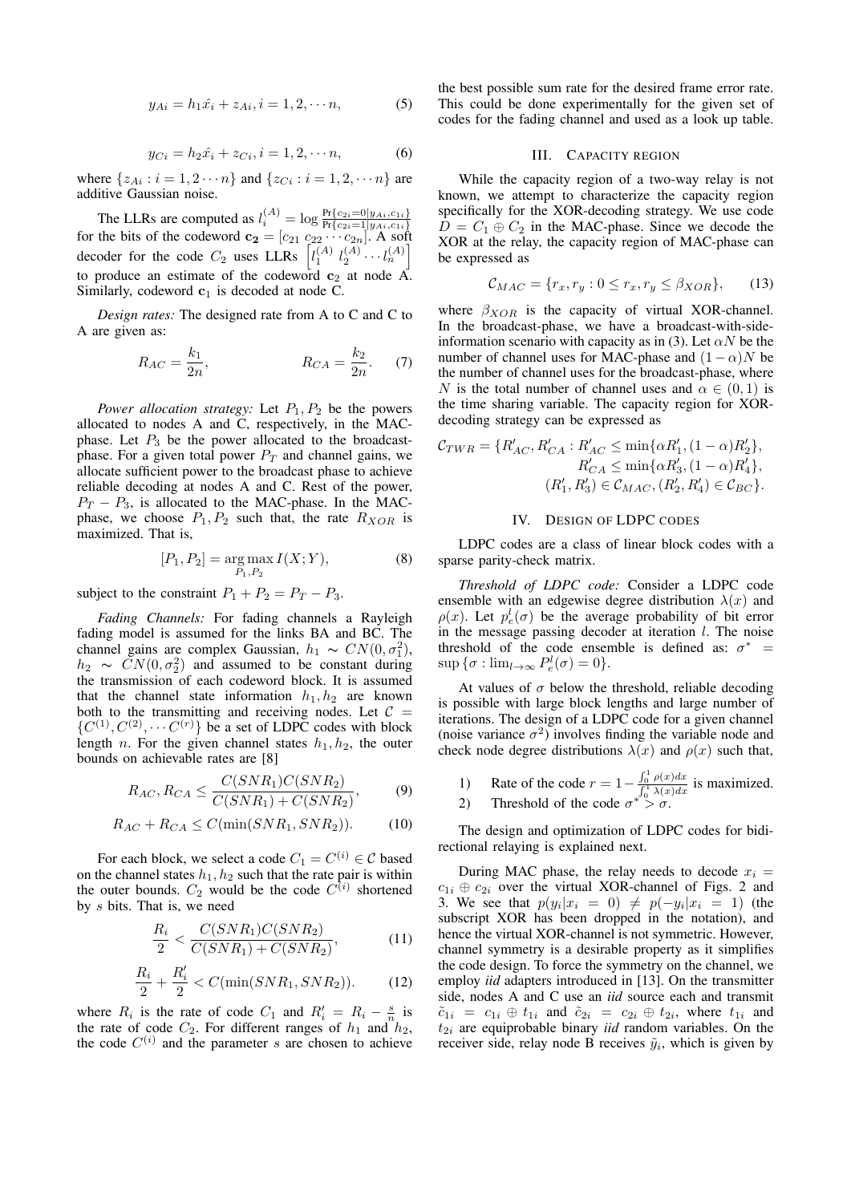$$y_{Ai} = h_1 \hat{x}_i + z_{Ai}, i = 1, 2, \cdots n, \tag{5}$$

$$y_{Ci} = h_2 \hat{x}_i + z_{Ci}, i = 1, 2, \cdots n, \tag{6}$$

where $\{z_{Ai} : i = 1, 2 \cdots n\}$ and $\{z_{Ci} : i = 1, 2, \cdots n\}$ are additive Gaussian noise.

The LLRs are computed as $l_i^{(A)} = \log \frac{\Pr\{c_{2i}=0|y_{Ai}, c_{1i}\}}{\Pr\{c_{2i}=1|y_{Ai}, c_{1i}\}}$ for the bits of the codeword $\mathbf{c_2} = [c_{21}\ c_{22} \cdots c_{2n}]$. A soft decoder for the code $C_2$ uses LLRs $\left[l_1^{(A)}\ l_2^{(A)} \cdots l_n^{(A)}\right]$ to produce an estimate of the codeword $\mathbf{c}_2$ at node A. Similarly, codeword $\mathbf{c}_1$ is decoded at node C.

*Design rates:* The designed rate from A to C and C to A are given as:

$$R_{AC} = \frac{k_1}{2n}, \qquad R_{CA} = \frac{k_2}{2n}. \tag{7}$$

*Power allocation strategy:* Let $P_1, P_2$ be the powers allocated to nodes A and C, respectively, in the MAC-phase. Let $P_3$ be the power allocated to the broadcast-phase. For a given total power $P_T$ and channel gains, we allocate sufficient power to the broadcast phase to achieve reliable decoding at nodes A and C. Rest of the power, $P_T - P_3$, is allocated to the MAC-phase. In the MAC-phase, we choose $P_1, P_2$ such that, the rate $R_{XOR}$ is maximized. That is,

$$[P_1, P_2] = \arg\max_{P_1, P_2} I(X; Y), \tag{8}$$

subject to the constraint $P_1 + P_2 = P_T - P_3$.

*Fading Channels:* For fading channels a Rayleigh fading model is assumed for the links BA and BC. The channel gains are complex Gaussian, $h_1 \sim CN(0, \sigma_1^2)$, $h_2 \sim CN(0, \sigma_2^2)$ and assumed to be constant during the transmission of each codeword block. It is assumed that the channel state information $h_1, h_2$ are known both to the transmitting and receiving nodes. Let $\mathcal{C} = \{C^{(1)}, C^{(2)}, \cdots C^{(r)}\}$ be a set of LDPC codes with block length $n$. For the given channel states $h_1, h_2$, the outer bounds on achievable rates are [8]

$$R_{AC}, R_{CA} \leq \frac{C(SNR_1)C(SNR_2)}{C(SNR_1) + C(SNR_2)}, \tag{9}$$

$$R_{AC} + R_{CA} \leq C(\min(SNR_1, SNR_2)). \tag{10}$$

For each block, we select a code $C_1 = C^{(i)} \in \mathcal{C}$ based on the channel states $h_1, h_2$ such that the rate pair is within the outer bounds. $C_2$ would be the code $C^{(i)}$ shortened by $s$ bits. That is, we need

$$\frac{R_i}{2} < \frac{C(SNR_1)C(SNR_2)}{C(SNR_1) + C(SNR_2)}, \tag{11}$$

$$\frac{R_i}{2} + \frac{R_i'}{2} < C(\min(SNR_1, SNR_2)). \tag{12}$$

where $R_i$ is the rate of code $C_1$ and $R_i' = R_i - \frac{s}{n}$ is the rate of code $C_2$. For different ranges of $h_1$ and $h_2$, the code $C^{(i)}$ and the parameter $s$ are chosen to achieve the best possible sum rate for the desired frame error rate. This could be done experimentally for the given set of codes for the fading channel and used as a look up table.

## III. Capacity Region

While the capacity region of a two-way relay is not known, we attempt to characterize the capacity region specifically for the XOR-decoding strategy. We use code $D = C_1 \oplus C_2$ in the MAC-phase. Since we decode the XOR at the relay, the capacity region of MAC-phase can be expressed as

$$\mathcal{C}_{MAC} = \{r_x, r_y : 0 \leq r_x, r_y \leq \beta_{XOR}\}, \tag{13}$$

where $\beta_{XOR}$ is the capacity of virtual XOR-channel. In the broadcast-phase, we have a broadcast-with-side-information scenario with capacity as in (3). Let $\alpha N$ be the number of channel uses for MAC-phase and $(1-\alpha)N$ be the number of channel uses for the broadcast-phase, where $N$ is the total number of channel uses and $\alpha \in (0, 1)$ is the time sharing variable. The capacity region for XOR-decoding strategy can be expressed as

$$\begin{aligned}
\mathcal{C}_{TWR} = \{R'_{AC}, R'_{CA} : R'_{AC} &\leq \min\{\alpha R'_1, (1-\alpha)R'_2\}, \\
R'_{CA} &\leq \min\{\alpha R'_3, (1-\alpha)R'_4\}, \\
(R'_1, R'_3) &\in \mathcal{C}_{MAC}, (R'_2, R'_4) \in \mathcal{C}_{BC}\}.
\end{aligned}$$

## IV. Design of LDPC codes

LDPC codes are a class of linear block codes with a sparse parity-check matrix.

*Threshold of LDPC code:* Consider a LDPC code ensemble with an edgewise degree distribution $\lambda(x)$ and $\rho(x)$. Let $p_e^l(\sigma)$ be the average probability of bit error in the message passing decoder at iteration $l$. The noise threshold of the code ensemble is defined as: $\sigma^* = \sup\{\sigma : \lim_{l \to \infty} P_e^l(\sigma) = 0\}$.

At values of $\sigma$ below the threshold, reliable decoding is possible with large block lengths and large number of iterations. The design of a LDPC code for a given channel (noise variance $\sigma^2$) involves finding the variable node and check node degree distributions $\lambda(x)$ and $\rho(x)$ such that,

1) Rate of the code $r = 1 - \frac{\int_0^1 \rho(x)dx}{\int_0^1 \lambda(x)dx}$ is maximized.
2) Threshold of the code $\sigma^* > \sigma$.

The design and optimization of LDPC codes for bidirectional relaying is explained next.

During MAC phase, the relay needs to decode $x_i = c_{1i} \oplus c_{2i}$ over the virtual XOR-channel of Figs. 2 and 3. We see that $p(y_i|x_i = 0) \neq p(-y_i|x_i = 1)$ (the subscript XOR has been dropped in the notation), and hence the virtual XOR-channel is not symmetric. However, channel symmetry is a desirable property as it simplifies the code design. To force the symmetry on the channel, we employ *iid* adapters introduced in [13]. On the transmitter side, nodes A and C use an *iid* source each and transmit $\tilde{c}_{1i} = c_{1i} \oplus t_{1i}$ and $\tilde{c}_{2i} = c_{2i} \oplus t_{2i}$, where $t_{1i}$ and $t_{2i}$ are equiprobable binary *iid* random variables. On the receiver side, relay node B receives $\tilde{y}_i$, which is given by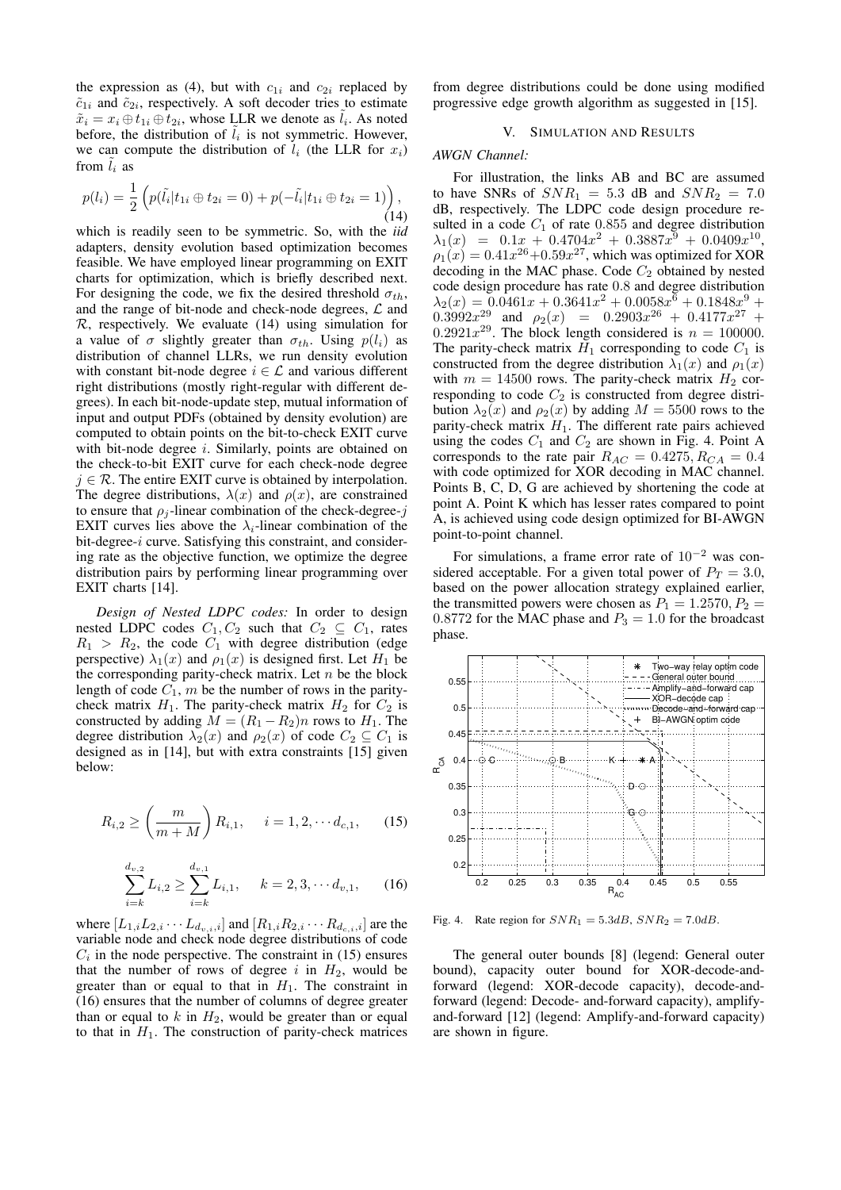the expression as (4), but with $c_{1i}$ and $c_{2i}$ replaced by $\tilde{c}_{1i}$ and $\tilde{c}_{2i}$, respectively. A soft decoder tries to estimate $\tilde{x}_i = x_i \oplus t_{1i} \oplus t_{2i}$, whose LLR we denote as $\tilde{l}_i$. As noted before, the distribution of $\tilde{l}_i$ is not symmetric. However, we can compute the distribution of $l_i$ (the LLR for $x_i$) from $\tilde{l}_i$ as

$$p(l_i) = \frac{1}{2}\left(p(\tilde{l}_i | t_{1i} \oplus t_{2i} = 0) + p(-\tilde{l}_i | t_{1i} \oplus t_{2i} = 1)\right), \tag{14}$$

which is readily seen to be symmetric. So, with the *iid* adapters, density evolution based optimization becomes feasible. We have employed linear programming on EXIT charts for optimization, which is briefly described next. For designing the code, we fix the desired threshold $\sigma_{th}$, and the range of bit-node and check-node degrees, $\mathcal{L}$ and $\mathcal{R}$, respectively. We evaluate (14) using simulation for a value of $\sigma$ slightly greater than $\sigma_{th}$. Using $p(l_i)$ as distribution of channel LLRs, we run density evolution with constant bit-node degree $i \in \mathcal{L}$ and various different right distributions (mostly right-regular with different degrees). In each bit-node-update step, mutual information of input and output PDFs (obtained by density evolution) are computed to obtain points on the bit-to-check EXIT curve with bit-node degree $i$. Similarly, points are obtained on the check-to-bit EXIT curve for each check-node degree $j \in \mathcal{R}$. The entire EXIT curve is obtained by interpolation. The degree distributions, $\lambda(x)$ and $\rho(x)$, are constrained to ensure that $\rho_j$-linear combination of the check-degree-$j$ EXIT curves lies above the $\lambda_i$-linear combination of the bit-degree-$i$ curve. Satisfying this constraint, and considering rate as the objective function, we optimize the degree distribution pairs by performing linear programming over EXIT charts [14].

*Design of Nested LDPC codes:* In order to design nested LDPC codes $C_1, C_2$ such that $C_2 \subseteq C_1$, rates $R_1 > R_2$, the code $C_1$ with degree distribution (edge perspective) $\lambda_1(x)$ and $\rho_1(x)$ is designed first. Let $H_1$ be the corresponding parity-check matrix. Let $n$ be the block length of code $C_1$, $m$ be the number of rows in the parity-check matrix $H_1$. The parity-check matrix $H_2$ for $C_2$ is constructed by adding $M = (R_1 - R_2)n$ rows to $H_1$. The degree distribution $\lambda_2(x)$ and $\rho_2(x)$ of code $C_2 \subseteq C_1$ is designed as in [14], but with extra constraints [15] given below:

$$R_{i,2} \geq \left(\frac{m}{m+M}\right) R_{i,1}, \quad i = 1, 2, \cdots d_{c,1}, \tag{15}$$

$$\sum_{i=k}^{d_{v,2}} L_{i,2} \geq \sum_{i=k}^{d_{v,1}} L_{i,1}, \quad k = 2, 3, \cdots d_{v,1}, \tag{16}$$

where $[L_{1,i} L_{2,i} \cdots L_{d_{v,i},i}]$ and $[R_{1,i} R_{2,i} \cdots R_{d_{c,i},i}]$ are the variable node and check node degree distributions of code $C_i$ in the node perspective. The constraint in (15) ensures that the number of rows of degree $i$ in $H_2$, would be greater than or equal to that in $H_1$. The constraint in (16) ensures that the number of columns of degree greater than or equal to $k$ in $H_2$, would be greater than or equal to that in $H_1$. The construction of parity-check matrices from degree distributions could be done using modified progressive edge growth algorithm as suggested in [15].

## V. Simulation and Results

*AWGN Channel:*

For illustration, the links AB and BC are assumed to have SNRs of $SNR_1 = 5.3$ dB and $SNR_2 = 7.0$ dB, respectively. The LDPC code design procedure resulted in a code $C_1$ of rate $0.855$ and degree distribution $\lambda_1(x) = 0.1x + 0.4704x^2 + 0.3887x^9 + 0.0409x^{10}$, $\rho_1(x) = 0.41x^{26} + 0.59x^{27}$, which was optimized for XOR decoding in the MAC phase. Code $C_2$ obtained by nested code design procedure has rate $0.8$ and degree distribution $\lambda_2(x) = 0.0461x + 0.3641x^2 + 0.0058x^6 + 0.1848x^9 + 0.3992x^{29}$ and $\rho_2(x) = 0.2903x^{26} + 0.4177x^{27} + 0.2921x^{29}$. The block length considered is $n = 100000$. The parity-check matrix $H_1$ corresponding to code $C_1$ is constructed from the degree distribution $\lambda_1(x)$ and $\rho_1(x)$ with $m = 14500$ rows. The parity-check matrix $H_2$ corresponding to code $C_2$ is constructed from degree distribution $\lambda_2(x)$ and $\rho_2(x)$ by adding $M = 5500$ rows to the parity-check matrix $H_1$. The different rate pairs achieved using the codes $C_1$ and $C_2$ are shown in Fig. 4. Point A corresponds to the rate pair $R_{AC} = 0.4275, R_{CA} = 0.4$ with code optimized for XOR decoding in MAC channel. Points B, C, D, G are achieved by shortening the code at point A. Point K which has lesser rates compared to point A, is achieved using code design optimized for BI-AWGN point-to-point channel.

For simulations, a frame error rate of $10^{-2}$ was considered acceptable. For a given total power of $P_T = 3.0$, based on the power allocation strategy explained earlier, the transmitted powers were chosen as $P_1 = 1.2570, P_2 = 0.8772$ for the MAC phase and $P_3 = 1.0$ for the broadcast phase.

Fig. 4. Rate region for $SNR_1 = 5.3dB$, $SNR_2 = 7.0dB$.

The general outer bounds [8] (legend: General outer bound), capacity outer bound for XOR-decode-and-forward (legend: XOR-decode capacity), decode-and-forward (legend: Decode- and-forward capacity), amplify-and-forward [12] (legend: Amplify-and-forward capacity) are shown in figure.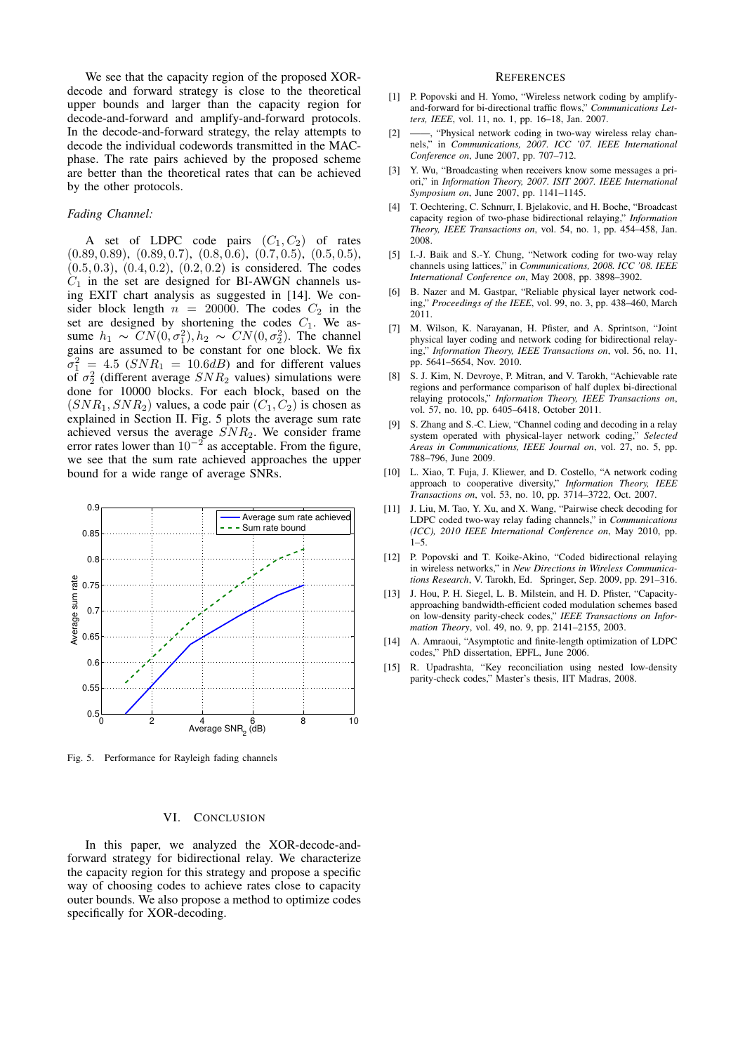We see that the capacity region of the proposed XOR-decode and forward strategy is close to the theoretical upper bounds and larger than the capacity region for decode-and-forward and amplify-and-forward protocols. In the decode-and-forward strategy, the relay attempts to decode the individual codewords transmitted in the MAC-phase. The rate pairs achieved by the proposed scheme are better than the theoretical rates that can be achieved by the other protocols.

*Fading Channel:*

A set of LDPC code pairs $(C_1, C_2)$ of rates $(0.89, 0.89)$, $(0.89, 0.7)$, $(0.8, 0.6)$, $(0.7, 0.5)$, $(0.5, 0.5)$, $(0.5, 0.3)$, $(0.4, 0.2)$, $(0.2, 0.2)$ is considered. The codes $C_1$ in the set are designed for BI-AWGN channels using EXIT chart analysis as suggested in [14]. We consider block length $n = 20000$. The codes $C_2$ in the set are designed by shortening the codes $C_1$. We assume $h_1 \sim CN(0, \sigma_1^2), h_2 \sim CN(0, \sigma_2^2)$. The channel gains are assumed to be constant for one block. We fix $\sigma_1^2 = 4.5$ $(SNR_1 = 10.6dB)$ and for different values of $\sigma_2^2$ (different average $SNR_2$ values) simulations were done for 10000 blocks. For each block, based on the $(SNR_1, SNR_2)$ values, a code pair $(C_1, C_2)$ is chosen as explained in Section II. Fig. 5 plots the average sum rate achieved versus the average $SNR_2$. We consider frame error rates lower than $10^{-2}$ as acceptable. From the figure, we see that the sum rate achieved approaches the upper bound for a wide range of average SNRs.

Average sum rate achieved
Sum rate bound
Average sum rate
Average SNR$_2$ (dB)
0.5
0.55
0.6
0.65
0.7
0.75
0.8
0.85
0.9
0
2
4
6
8
10

Fig. 5. Performance for Rayleigh fading channels

## VI. Conclusion

In this paper, we analyzed the XOR-decode-and-forward strategy for bidirectional relay. We characterize the capacity region for this strategy and propose a specific way of choosing codes to achieve rates close to capacity outer bounds. We also propose a method to optimize codes specifically for XOR-decoding.

## References

[1] P. Popovski and H. Yomo, "Wireless network coding by amplify-and-forward for bi-directional traffic flows," *Communications Letters, IEEE*, vol. 11, no. 1, pp. 16–18, Jan. 2007.

[2] ——, "Physical network coding in two-way wireless relay channels," in *Communications, 2007. ICC '07. IEEE International Conference on*, June 2007, pp. 707–712.

[3] Y. Wu, "Broadcasting when receivers know some messages a priori," in *Information Theory, 2007. ISIT 2007. IEEE International Symposium on*, June 2007, pp. 1141–1145.

[4] T. Oechtering, C. Schnurr, I. Bjelakovic, and H. Boche, "Broadcast capacity region of two-phase bidirectional relaying," *Information Theory, IEEE Transactions on*, vol. 54, no. 1, pp. 454–458, Jan. 2008.

[5] I.-J. Baik and S.-Y. Chung, "Network coding for two-way relay channels using lattices," in *Communications, 2008. ICC '08. IEEE International Conference on*, May 2008, pp. 3898–3902.

[6] B. Nazer and M. Gastpar, "Reliable physical layer network coding," *Proceedings of the IEEE*, vol. 99, no. 3, pp. 438–460, March 2011.

[7] M. Wilson, K. Narayanan, H. Pfister, and A. Sprintson, "Joint physical layer coding and network coding for bidirectional relaying," *Information Theory, IEEE Transactions on*, vol. 56, no. 11, pp. 5641–5654, Nov. 2010.

[8] S. J. Kim, N. Devroye, P. Mitran, and V. Tarokh, "Achievable rate regions and performance comparison of half duplex bi-directional relaying protocols," *Information Theory, IEEE Transactions on*, vol. 57, no. 10, pp. 6405–6418, October 2011.

[9] S. Zhang and S.-C. Liew, "Channel coding and decoding in a relay system operated with physical-layer network coding," *Selected Areas in Communications, IEEE Journal on*, vol. 27, no. 5, pp. 788–796, June 2009.

[10] L. Xiao, T. Fuja, J. Kliewer, and D. Costello, "A network coding approach to cooperative diversity," *Information Theory, IEEE Transactions on*, vol. 53, no. 10, pp. 3714–3722, Oct. 2007.

[11] J. Liu, M. Tao, Y. Xu, and X. Wang, "Pairwise check decoding for LDPC coded two-way relay fading channels," in *Communications (ICC), 2010 IEEE International Conference on*, May 2010, pp. 1–5.

[12] P. Popovski and T. Koike-Akino, "Coded bidirectional relaying in wireless networks," in *New Directions in Wireless Communications Research*, V. Tarokh, Ed. Springer, Sep. 2009, pp. 291–316.

[13] J. Hou, P. H. Siegel, L. B. Milstein, and H. D. Pfister, "Capacity-approaching bandwidth-efficient coded modulation schemes based on low-density parity-check codes," *IEEE Transactions on Information Theory*, vol. 49, no. 9, pp. 2141–2155, 2003.

[14] A. Amraoui, "Asymptotic and finite-length optimization of LDPC codes," PhD dissertation, EPFL, June 2006.

[15] R. Upadhrashta, "Key reconciliation using nested low-density parity-check codes," Master's thesis, IIT Madras, 2008.